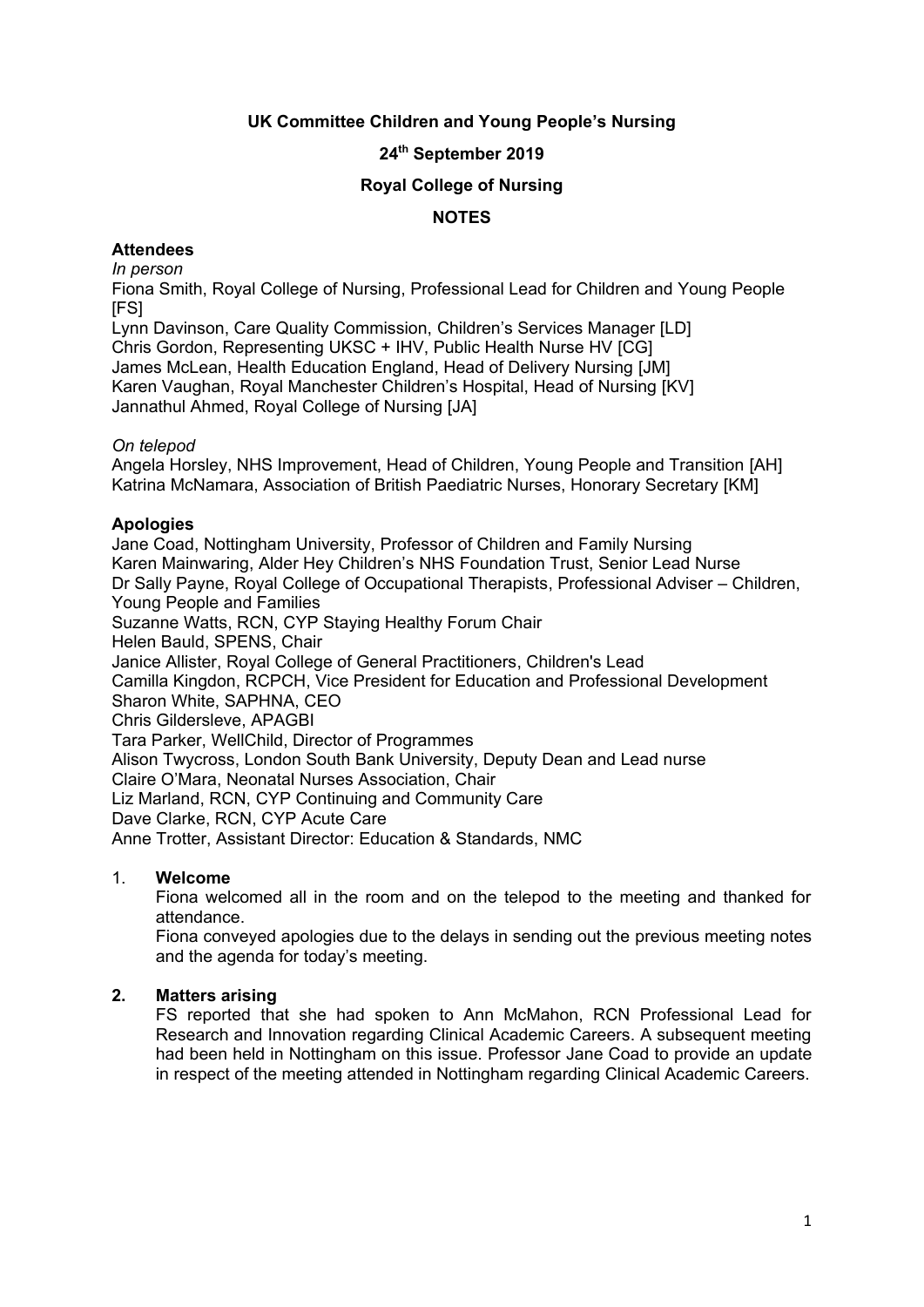**UK Committee Children and Young People's Nursing**

**24th September 2019**

**Royal College of Nursing**

**NOTES**

**Attendees**

*In person*

Fiona Smith, Royal College of Nursing, Professional Lead for Children and Young People [FS]
Lynn Davinson, Care Quality Commission, Children's Services Manager [LD]
Chris Gordon, Representing UKSC + IHV, Public Health Nurse HV [CG]
James McLean, Health Education England, Head of Delivery Nursing [JM]
Karen Vaughan, Royal Manchester Children's Hospital, Head of Nursing [KV]
Jannathul Ahmed, Royal College of Nursing [JA]

*On telepod*

Angela Horsley, NHS Improvement, Head of Children, Young People and Transition [AH]
Katrina McNamara, Association of British Paediatric Nurses, Honorary Secretary [KM]

**Apologies**

Jane Coad, Nottingham University, Professor of Children and Family Nursing
Karen Mainwaring, Alder Hey Children's NHS Foundation Trust, Senior Lead Nurse
Dr Sally Payne, Royal College of Occupational Therapists, Professional Adviser – Children, Young People and Families
Suzanne Watts, RCN, CYP Staying Healthy Forum Chair
Helen Bauld, SPENS, Chair
Janice Allister, Royal College of General Practitioners, Children's Lead
Camilla Kingdon, RCPCH, Vice President for Education and Professional Development
Sharon White, SAPHNA, CEO
Chris Gildersleve, APAGBI
Tara Parker, WellChild, Director of Programmes
Alison Twycross, London South Bank University, Deputy Dean and Lead nurse
Claire O'Mara, Neonatal Nurses Association, Chair
Liz Marland, RCN, CYP Continuing and Community Care
Dave Clarke, RCN, CYP Acute Care
Anne Trotter, Assistant Director: Education & Standards, NMC

1. **Welcome**

   Fiona welcomed all in the room and on the telepod to the meeting and thanked for attendance.

   Fiona conveyed apologies due to the delays in sending out the previous meeting notes and the agenda for today's meeting.

2. **Matters arising**

   FS reported that she had spoken to Ann McMahon, RCN Professional Lead for Research and Innovation regarding Clinical Academic Careers. A subsequent meeting had been held in Nottingham on this issue. Professor Jane Coad to provide an update in respect of the meeting attended in Nottingham regarding Clinical Academic Careers.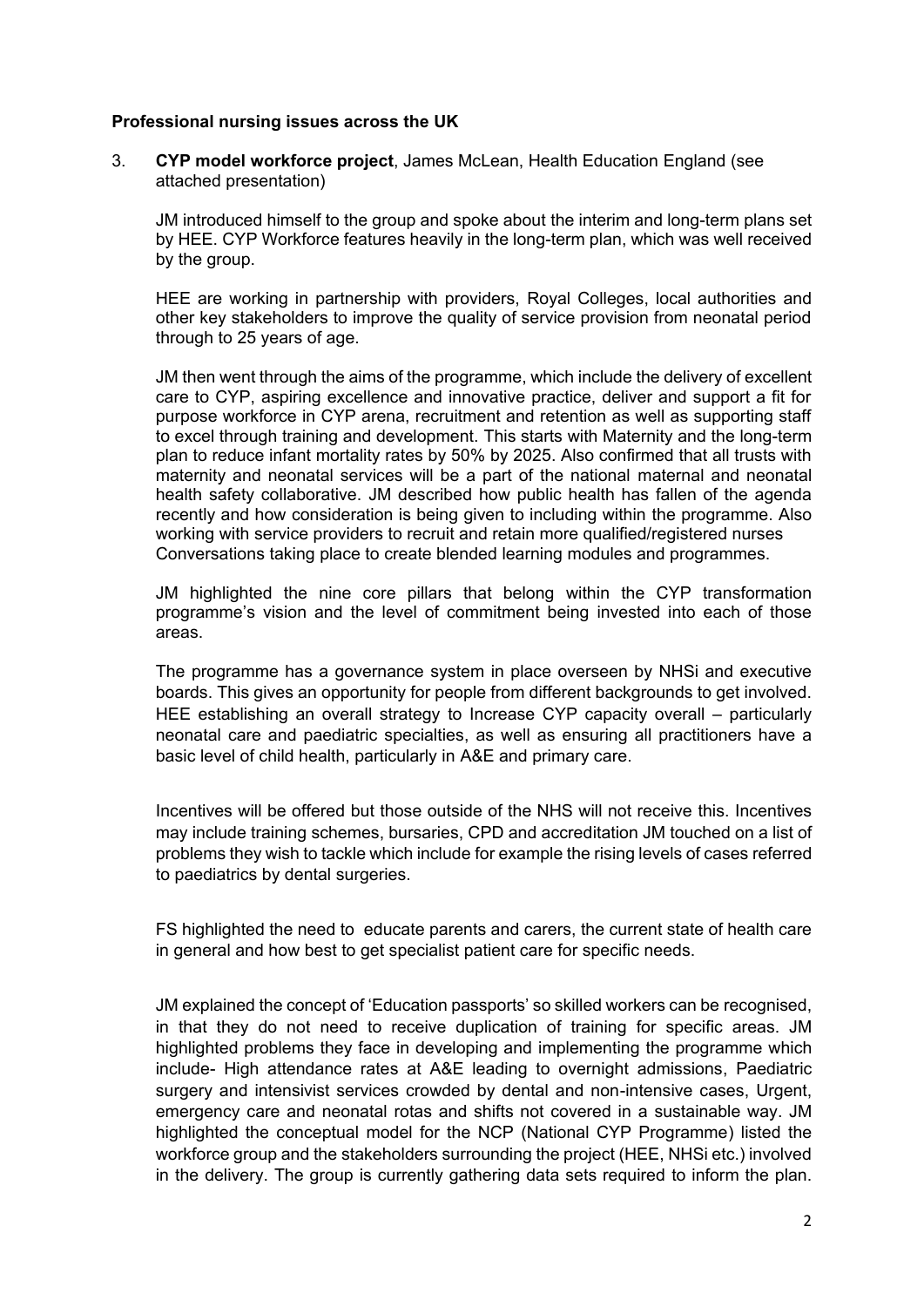**Professional nursing issues across the UK**

3. **CYP model workforce project**, James McLean, Health Education England (see attached presentation)

   JM introduced himself to the group and spoke about the interim and long-term plans set by HEE. CYP Workforce features heavily in the long-term plan, which was well received by the group.

   HEE are working in partnership with providers, Royal Colleges, local authorities and other key stakeholders to improve the quality of service provision from neonatal period through to 25 years of age.

   JM then went through the aims of the programme, which include the delivery of excellent care to CYP, aspiring excellence and innovative practice, deliver and support a fit for purpose workforce in CYP arena, recruitment and retention as well as supporting staff to excel through training and development. This starts with Maternity and the long-term plan to reduce infant mortality rates by 50% by 2025. Also confirmed that all trusts with maternity and neonatal services will be a part of the national maternal and neonatal health safety collaborative. JM described how public health has fallen of the agenda recently and how consideration is being given to including within the programme. Also working with service providers to recruit and retain more qualified/registered nurses Conversations taking place to create blended learning modules and programmes.

   JM highlighted the nine core pillars that belong within the CYP transformation programme's vision and the level of commitment being invested into each of those areas.

   The programme has a governance system in place overseen by NHSi and executive boards. This gives an opportunity for people from different backgrounds to get involved. HEE establishing an overall strategy to Increase CYP capacity overall – particularly neonatal care and paediatric specialties, as well as ensuring all practitioners have a basic level of child health, particularly in A&E and primary care.

   Incentives will be offered but those outside of the NHS will not receive this. Incentives may include training schemes, bursaries, CPD and accreditation JM touched on a list of problems they wish to tackle which include for example the rising levels of cases referred to paediatrics by dental surgeries.

   FS highlighted the need to educate parents and carers, the current state of health care in general and how best to get specialist patient care for specific needs.

   JM explained the concept of 'Education passports' so skilled workers can be recognised, in that they do not need to receive duplication of training for specific areas. JM highlighted problems they face in developing and implementing the programme which include- High attendance rates at A&E leading to overnight admissions, Paediatric surgery and intensivist services crowded by dental and non-intensive cases, Urgent, emergency care and neonatal rotas and shifts not covered in a sustainable way. JM highlighted the conceptual model for the NCP (National CYP Programme) listed the workforce group and the stakeholders surrounding the project (HEE, NHSi etc.) involved in the delivery. The group is currently gathering data sets required to inform the plan.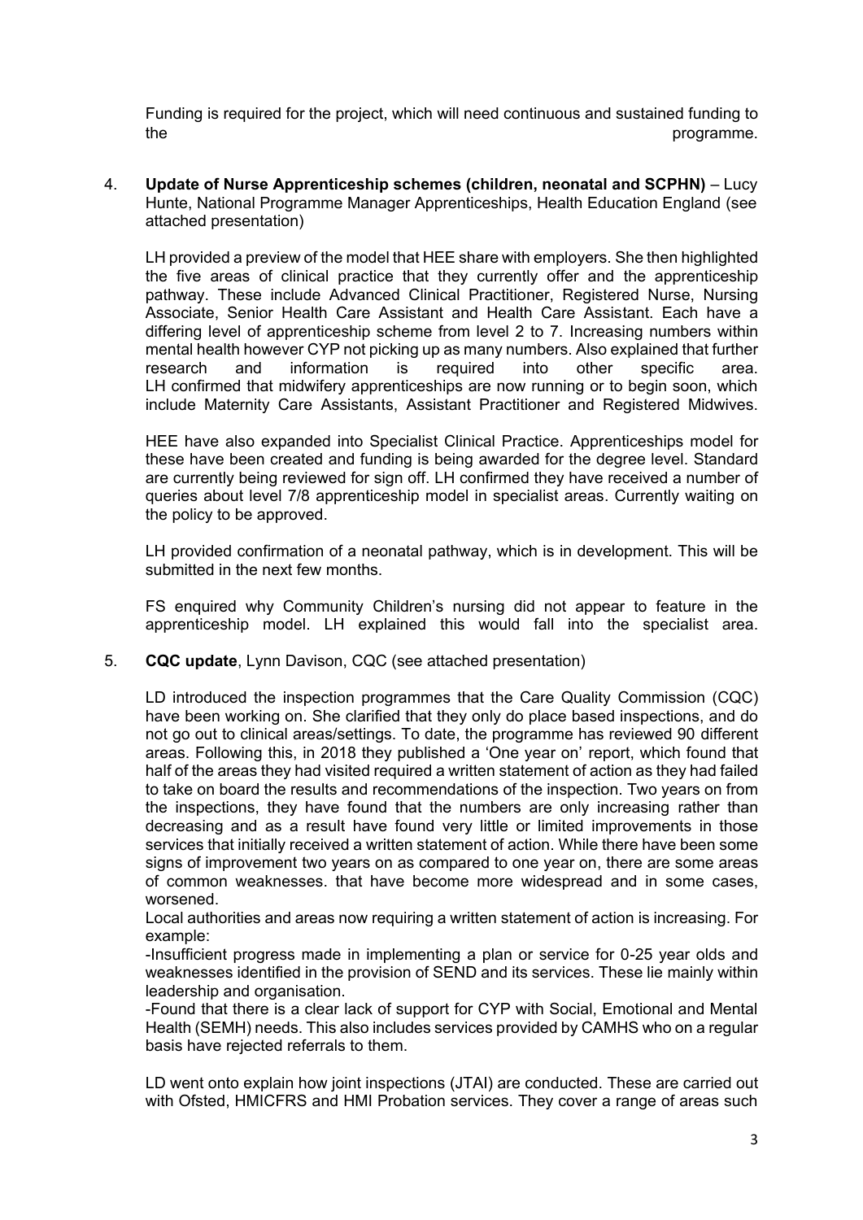Funding is required for the project, which will need continuous and sustained funding to the programme.

4. **Update of Nurse Apprenticeship schemes (children, neonatal and SCPHN)** – Lucy Hunte, National Programme Manager Apprenticeships, Health Education England (see attached presentation)

   LH provided a preview of the model that HEE share with employers. She then highlighted the five areas of clinical practice that they currently offer and the apprenticeship pathway. These include Advanced Clinical Practitioner, Registered Nurse, Nursing Associate, Senior Health Care Assistant and Health Care Assistant. Each have a differing level of apprenticeship scheme from level 2 to 7. Increasing numbers within mental health however CYP not picking up as many numbers. Also explained that further research and information is required into other specific area. LH confirmed that midwifery apprenticeships are now running or to begin soon, which include Maternity Care Assistants, Assistant Practitioner and Registered Midwives.

   HEE have also expanded into Specialist Clinical Practice. Apprenticeships model for these have been created and funding is being awarded for the degree level. Standard are currently being reviewed for sign off. LH confirmed they have received a number of queries about level 7/8 apprenticeship model in specialist areas. Currently waiting on the policy to be approved.

   LH provided confirmation of a neonatal pathway, which is in development. This will be submitted in the next few months.

   FS enquired why Community Children's nursing did not appear to feature in the apprenticeship model. LH explained this would fall into the specialist area.

5. **CQC update**, Lynn Davison, CQC (see attached presentation)

   LD introduced the inspection programmes that the Care Quality Commission (CQC) have been working on. She clarified that they only do place based inspections, and do not go out to clinical areas/settings. To date, the programme has reviewed 90 different areas. Following this, in 2018 they published a 'One year on' report, which found that half of the areas they had visited required a written statement of action as they had failed to take on board the results and recommendations of the inspection. Two years on from the inspections, they have found that the numbers are only increasing rather than decreasing and as a result have found very little or limited improvements in those services that initially received a written statement of action. While there have been some signs of improvement two years on as compared to one year on, there are some areas of common weaknesses. that have become more widespread and in some cases, worsened.
   Local authorities and areas now requiring a written statement of action is increasing. For example:
   -Insufficient progress made in implementing a plan or service for 0-25 year olds and weaknesses identified in the provision of SEND and its services. These lie mainly within leadership and organisation.
   -Found that there is a clear lack of support for CYP with Social, Emotional and Mental Health (SEMH) needs. This also includes services provided by CAMHS who on a regular basis have rejected referrals to them.

   LD went onto explain how joint inspections (JTAI) are conducted. These are carried out with Ofsted, HMICFRS and HMI Probation services. They cover a range of areas such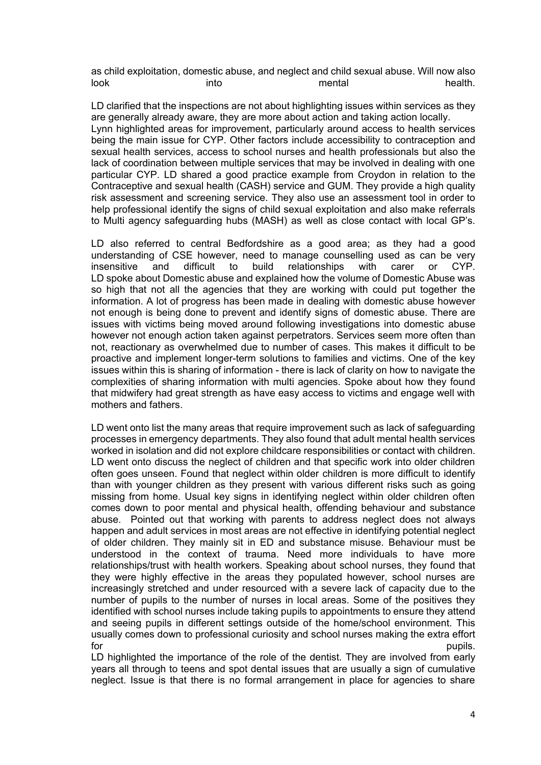as child exploitation, domestic abuse, and neglect and child sexual abuse. Will now also look into mental health.

LD clarified that the inspections are not about highlighting issues within services as they are generally already aware, they are more about action and taking action locally.
Lynn highlighted areas for improvement, particularly around access to health services being the main issue for CYP. Other factors include accessibility to contraception and sexual health services, access to school nurses and health professionals but also the lack of coordination between multiple services that may be involved in dealing with one particular CYP. LD shared a good practice example from Croydon in relation to the Contraceptive and sexual health (CASH) service and GUM. They provide a high quality risk assessment and screening service. They also use an assessment tool in order to help professional identify the signs of child sexual exploitation and also make referrals to Multi agency safeguarding hubs (MASH) as well as close contact with local GP's.

LD also referred to central Bedfordshire as a good area; as they had a good understanding of CSE however, need to manage counselling used as can be very insensitive and difficult to build relationships with carer or CYP.
LD spoke about Domestic abuse and explained how the volume of Domestic Abuse was so high that not all the agencies that they are working with could put together the information. A lot of progress has been made in dealing with domestic abuse however not enough is being done to prevent and identify signs of domestic abuse. There are issues with victims being moved around following investigations into domestic abuse however not enough action taken against perpetrators. Services seem more often than not, reactionary as overwhelmed due to number of cases. This makes it difficult to be proactive and implement longer-term solutions to families and victims. One of the key issues within this is sharing of information - there is lack of clarity on how to navigate the complexities of sharing information with multi agencies. Spoke about how they found that midwifery had great strength as have easy access to victims and engage well with mothers and fathers.

LD went onto list the many areas that require improvement such as lack of safeguarding processes in emergency departments. They also found that adult mental health services worked in isolation and did not explore childcare responsibilities or contact with children. LD went onto discuss the neglect of children and that specific work into older children often goes unseen. Found that neglect within older children is more difficult to identify than with younger children as they present with various different risks such as going missing from home. Usual key signs in identifying neglect within older children often comes down to poor mental and physical health, offending behaviour and substance abuse. Pointed out that working with parents to address neglect does not always happen and adult services in most areas are not effective in identifying potential neglect of older children. They mainly sit in ED and substance misuse. Behaviour must be understood in the context of trauma. Need more individuals to have more relationships/trust with health workers. Speaking about school nurses, they found that they were highly effective in the areas they populated however, school nurses are increasingly stretched and under resourced with a severe lack of capacity due to the number of pupils to the number of nurses in local areas. Some of the positives they identified with school nurses include taking pupils to appointments to ensure they attend and seeing pupils in different settings outside of the home/school environment. This usually comes down to professional curiosity and school nurses making the extra effort for pupils.
LD highlighted the importance of the role of the dentist. They are involved from early years all through to teens and spot dental issues that are usually a sign of cumulative neglect. Issue is that there is no formal arrangement in place for agencies to share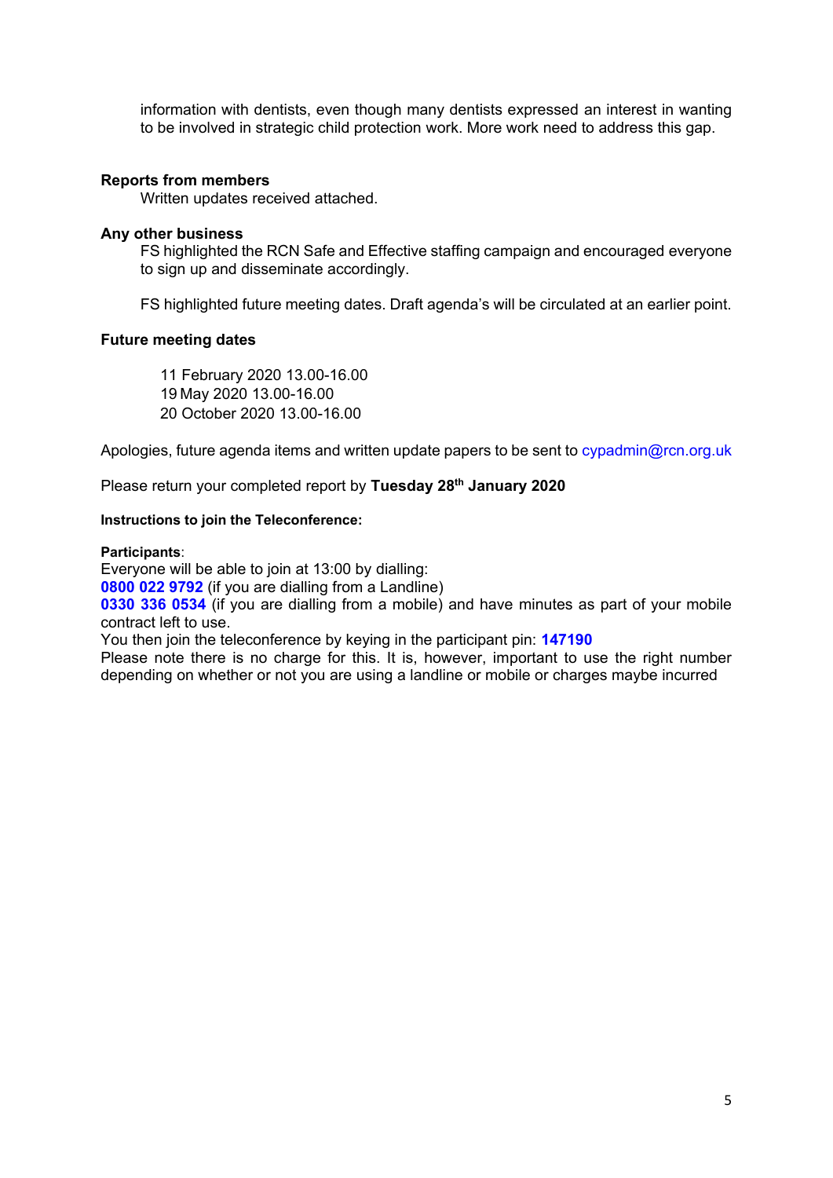information with dentists, even though many dentists expressed an interest in wanting to be involved in strategic child protection work. More work need to address this gap.

**Reports from members**

Written updates received attached.

**Any other business**

FS highlighted the RCN Safe and Effective staffing campaign and encouraged everyone to sign up and disseminate accordingly.

FS highlighted future meeting dates. Draft agenda's will be circulated at an earlier point.

**Future meeting dates**

11 February 2020 13.00-16.00
19 May 2020 13.00-16.00
20 October 2020 13.00-16.00

Apologies, future agenda items and written update papers to be sent to cypadmin@rcn.org.uk

Please return your completed report by **Tuesday 28th January 2020**

**Instructions to join the Teleconference:**

**Participants**:
Everyone will be able to join at 13:00 by dialling:
**0800 022 9792** (if you are dialling from a Landline)
**0330 336 0534** (if you are dialling from a mobile) and have minutes as part of your mobile contract left to use.
You then join the teleconference by keying in the participant pin: **147190**
Please note there is no charge for this. It is, however, important to use the right number depending on whether or not you are using a landline or mobile or charges maybe incurred